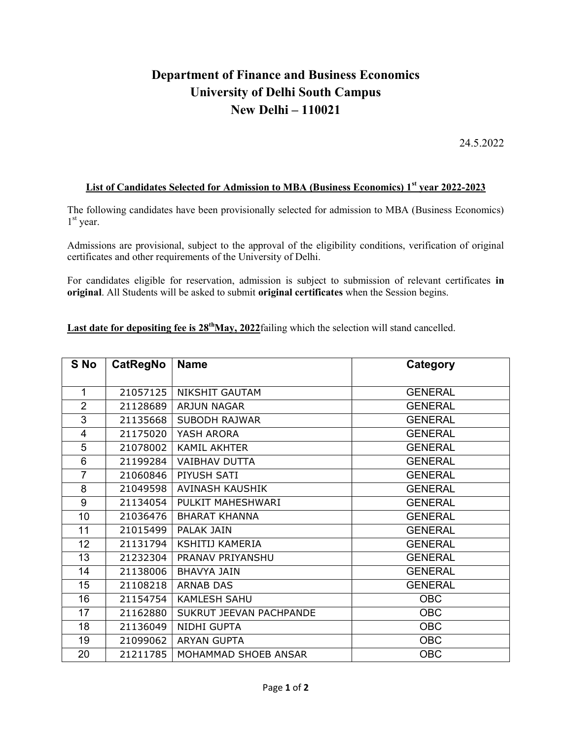# Department of Finance and Business Economics
# University of Delhi South Campus
# New Delhi – 110021

24.5.2022

**List of Candidates Selected for Admission to MBA (Business Economics) 1st year 2022-2023**

The following candidates have been provisionally selected for admission to MBA (Business Economics) 1st year.

Admissions are provisional, subject to the approval of the eligibility conditions, verification of original certificates and other requirements of the University of Delhi.

For candidates eligible for reservation, admission is subject to submission of relevant certificates **in original**. All Students will be asked to submit **original certificates** when the Session begins.

**Last date for depositing fee is 28th May, 2022** failing which the selection will stand cancelled.

| S No | CatRegNo | Name | Category |
|---|---|---|---|
| 1 | 21057125 | NIKSHIT GAUTAM | GENERAL |
| 2 | 21128689 | ARJUN NAGAR | GENERAL |
| 3 | 21135668 | SUBODH RAJWAR | GENERAL |
| 4 | 21175020 | YASH ARORA | GENERAL |
| 5 | 21078002 | KAMIL AKHTER | GENERAL |
| 6 | 21199284 | VAIBHAV DUTTA | GENERAL |
| 7 | 21060846 | PIYUSH SATI | GENERAL |
| 8 | 21049598 | AVINASH KAUSHIK | GENERAL |
| 9 | 21134054 | PULKIT MAHESHWARI | GENERAL |
| 10 | 21036476 | BHARAT KHANNA | GENERAL |
| 11 | 21015499 | PALAK JAIN | GENERAL |
| 12 | 21131794 | KSHITIJ KAMERIA | GENERAL |
| 13 | 21232304 | PRANAV PRIYANSHU | GENERAL |
| 14 | 21138006 | BHAVYA JAIN | GENERAL |
| 15 | 21108218 | ARNAB DAS | GENERAL |
| 16 | 21154754 | KAMLESH SAHU | OBC |
| 17 | 21162880 | SUKRUT JEEVAN PACHPANDE | OBC |
| 18 | 21136049 | NIDHI GUPTA | OBC |
| 19 | 21099062 | ARYAN GUPTA | OBC |
| 20 | 21211785 | MOHAMMAD SHOEB ANSAR | OBC |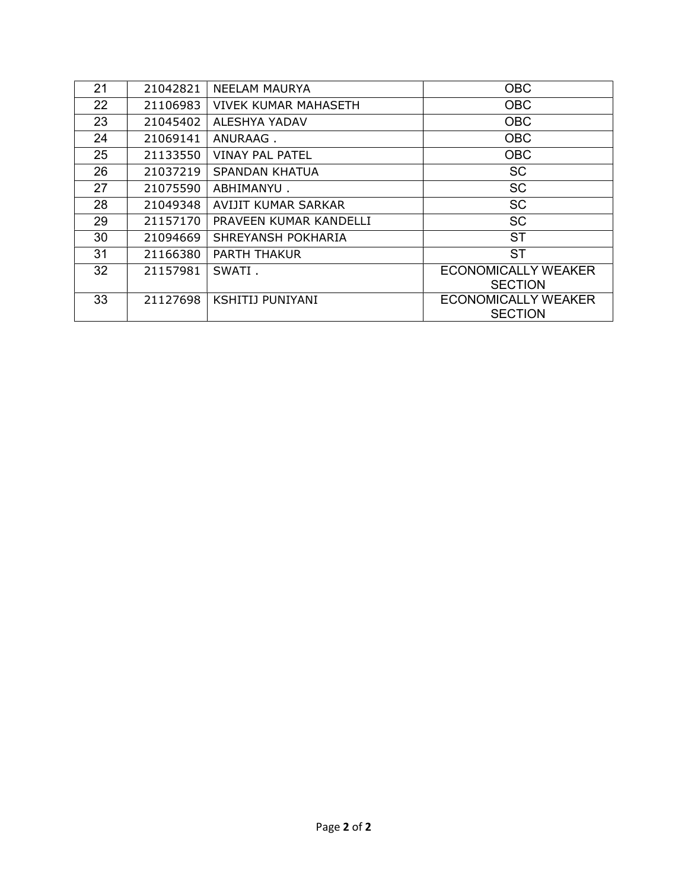| | | | |
|---|---|---|---|
| 21 | 21042821 | NEELAM MAURYA | OBC |
| 22 | 21106983 | VIVEK KUMAR MAHASETH | OBC |
| 23 | 21045402 | ALESHYA YADAV | OBC |
| 24 | 21069141 | ANURAAG . | OBC |
| 25 | 21133550 | VINAY PAL PATEL | OBC |
| 26 | 21037219 | SPANDAN KHATUA | SC |
| 27 | 21075590 | ABHIMANYU . | SC |
| 28 | 21049348 | AVIJIT KUMAR SARKAR | SC |
| 29 | 21157170 | PRAVEEN KUMAR KANDELLI | SC |
| 30 | 21094669 | SHREYANSH POKHARIA | ST |
| 31 | 21166380 | PARTH THAKUR | ST |
| 32 | 21157981 | SWATI . | ECONOMICALLY WEAKER SECTION |
| 33 | 21127698 | KSHITIJ PUNIYANI | ECONOMICALLY WEAKER SECTION |